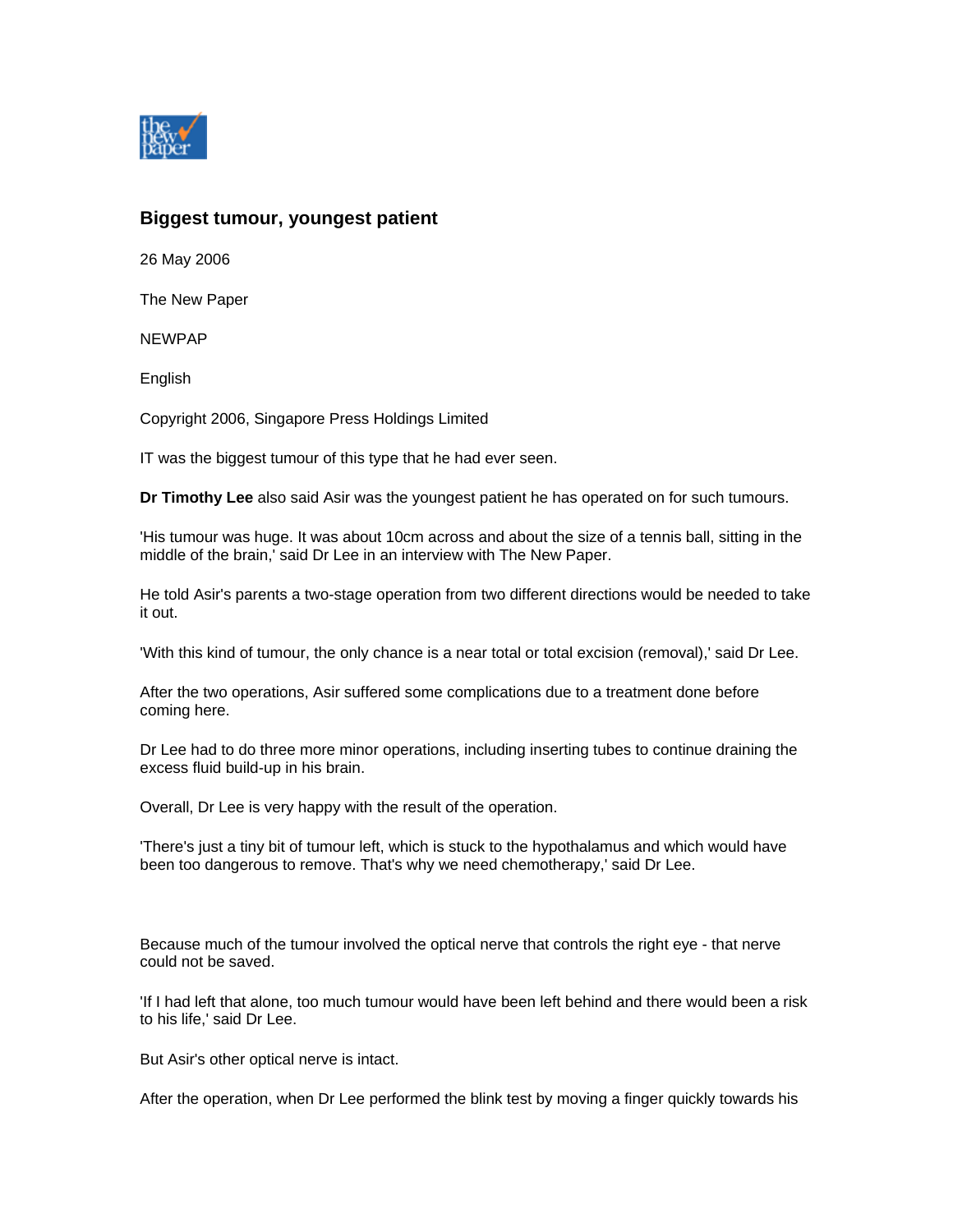## Biggest tumour, youngest patient

26 May 2006

The New Paper

NEWPAP

English

Copyright 2006, Singapore Press Holdings Limited

IT was the biggest tumour of this type that he had ever seen.

**Dr Timothy Lee** also said Asir was the youngest patient he has operated on for such tumours.

'His tumour was huge. It was about 10cm across and about the size of a tennis ball, sitting in the middle of the brain,' said Dr Lee in an interview with The New Paper.

He told Asir's parents a two-stage operation from two different directions would be needed to take it out.

'With this kind of tumour, the only chance is a near total or total excision (removal),' said Dr Lee.

After the two operations, Asir suffered some complications due to a treatment done before coming here.

Dr Lee had to do three more minor operations, including inserting tubes to continue draining the excess fluid build-up in his brain.

Overall, Dr Lee is very happy with the result of the operation.

'There's just a tiny bit of tumour left, which is stuck to the hypothalamus and which would have been too dangerous to remove. That's why we need chemotherapy,' said Dr Lee.

Because much of the tumour involved the optical nerve that controls the right eye - that nerve could not be saved.

'If I had left that alone, too much tumour would have been left behind and there would been a risk to his life,' said Dr Lee.

But Asir's other optical nerve is intact.

After the operation, when Dr Lee performed the blink test by moving a finger quickly towards his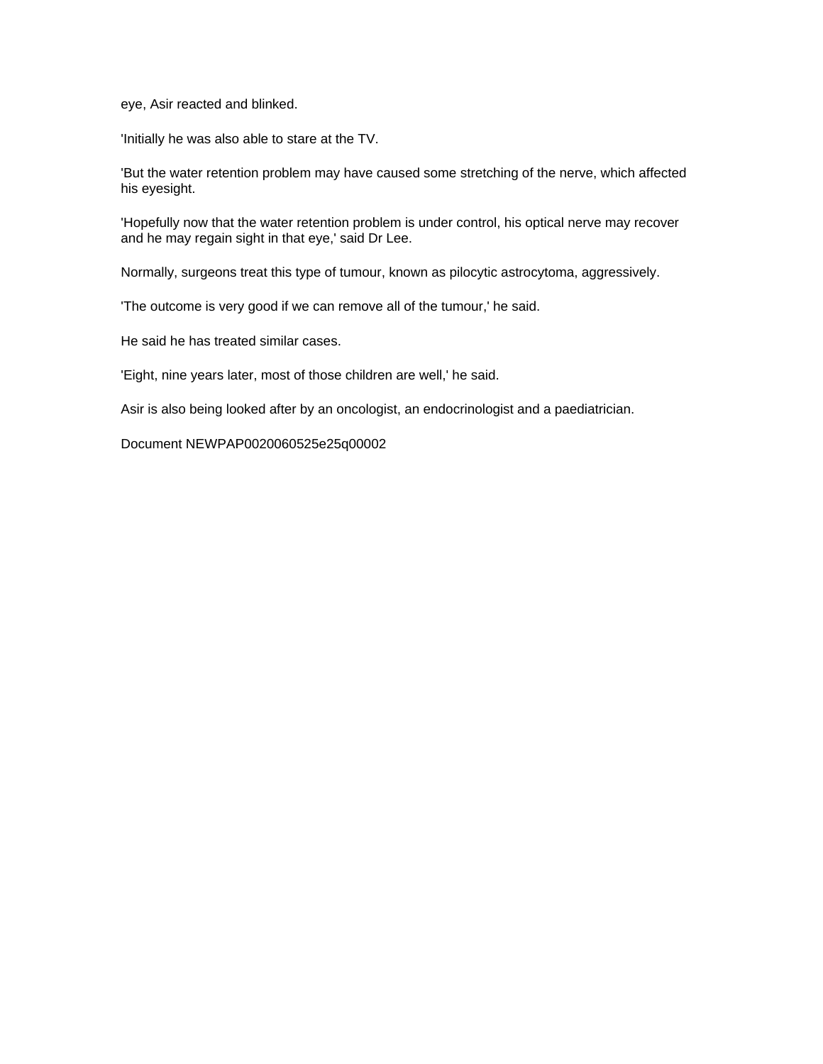eye, Asir reacted and blinked.

'Initially he was also able to stare at the TV.

'But the water retention problem may have caused some stretching of the nerve, which affected his eyesight.

'Hopefully now that the water retention problem is under control, his optical nerve may recover and he may regain sight in that eye,' said Dr Lee.

Normally, surgeons treat this type of tumour, known as pilocytic astrocytoma, aggressively.

'The outcome is very good if we can remove all of the tumour,' he said.

He said he has treated similar cases.

'Eight, nine years later, most of those children are well,' he said.

Asir is also being looked after by an oncologist, an endocrinologist and a paediatrician.

Document NEWPAP0020060525e25q00002